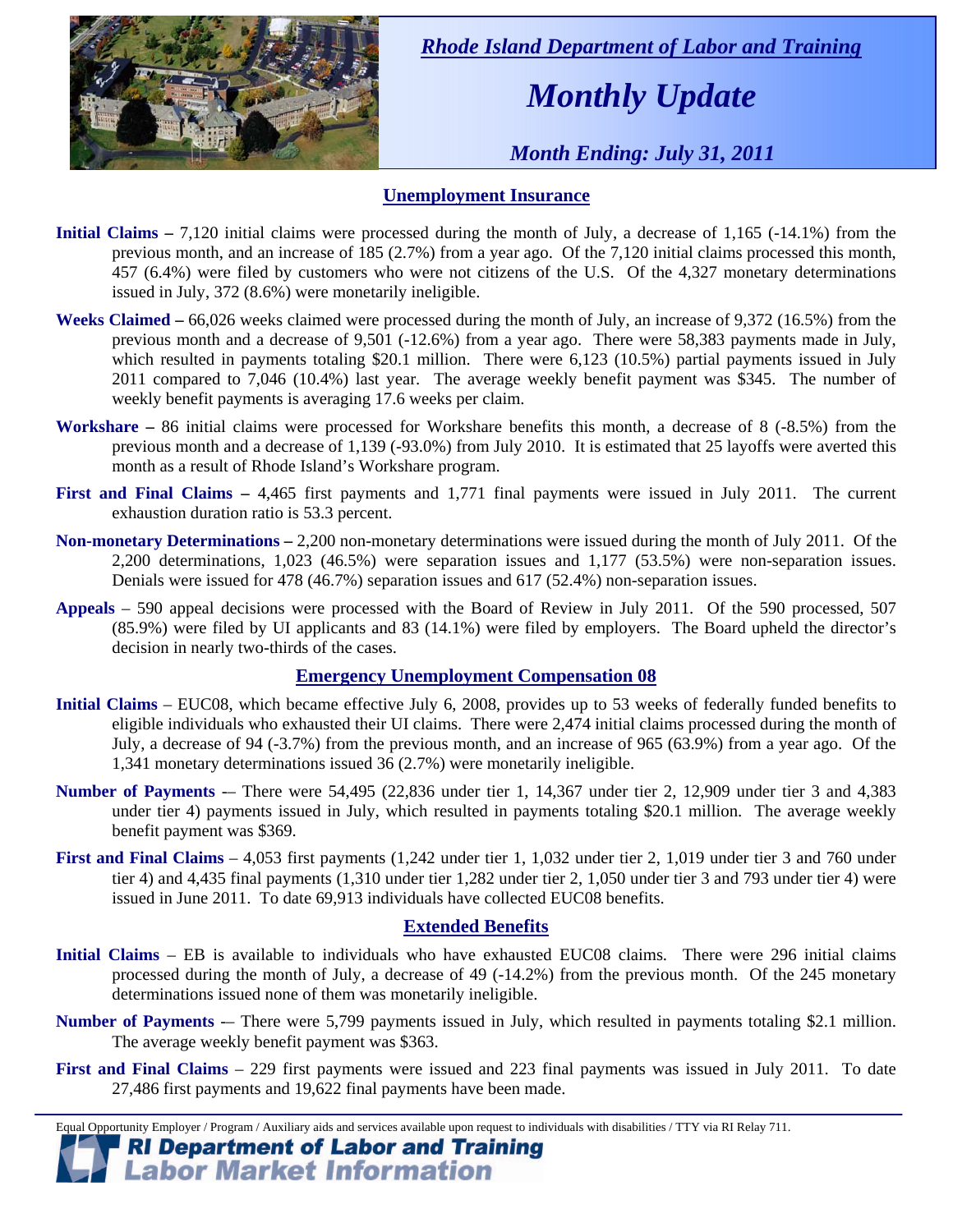*Rhode Island Department of Labor and Training*

# *Monthly Update*

*Month Ending: July 31, 2011*

## Unemployment Insurance

**Initial Claims –** 7,120 initial claims were processed during the month of July, a decrease of 1,165 (-14.1%) from the previous month, and an increase of 185 (2.7%) from a year ago. Of the 7,120 initial claims processed this month, 457 (6.4%) were filed by customers who were not citizens of the U.S. Of the 4,327 monetary determinations issued in July, 372 (8.6%) were monetarily ineligible.

**Weeks Claimed –** 66,026 weeks claimed were processed during the month of July, an increase of 9,372 (16.5%) from the previous month and a decrease of 9,501 (-12.6%) from a year ago. There were 58,383 payments made in July, which resulted in payments totaling $20.1 million. There were 6,123 (10.5%) partial payments issued in July 2011 compared to 7,046 (10.4%) last year. The average weekly benefit payment was $345. The number of weekly benefit payments is averaging 17.6 weeks per claim.

**Workshare –** 86 initial claims were processed for Workshare benefits this month, a decrease of 8 (-8.5%) from the previous month and a decrease of 1,139 (-93.0%) from July 2010. It is estimated that 25 layoffs were averted this month as a result of Rhode Island's Workshare program.

**First and Final Claims –** 4,465 first payments and 1,771 final payments were issued in July 2011. The current exhaustion duration ratio is 53.3 percent.

**Non-monetary Determinations –** 2,200 non-monetary determinations were issued during the month of July 2011. Of the 2,200 determinations, 1,023 (46.5%) were separation issues and 1,177 (53.5%) were non-separation issues. Denials were issued for 478 (46.7%) separation issues and 617 (52.4%) non-separation issues.

**Appeals** – 590 appeal decisions were processed with the Board of Review in July 2011. Of the 590 processed, 507 (85.9%) were filed by UI applicants and 83 (14.1%) were filed by employers. The Board upheld the director's decision in nearly two-thirds of the cases.

## Emergency Unemployment Compensation 08

**Initial Claims** – EUC08, which became effective July 6, 2008, provides up to 53 weeks of federally funded benefits to eligible individuals who exhausted their UI claims. There were 2,474 initial claims processed during the month of July, a decrease of 94 (-3.7%) from the previous month, and an increase of 965 (63.9%) from a year ago. Of the 1,341 monetary determinations issued 36 (2.7%) were monetarily ineligible.

**Number of Payments** -– There were 54,495 (22,836 under tier 1, 14,367 under tier 2, 12,909 under tier 3 and 4,383 under tier 4) payments issued in July, which resulted in payments totaling $20.1 million. The average weekly benefit payment was $369.

**First and Final Claims** – 4,053 first payments (1,242 under tier 1, 1,032 under tier 2, 1,019 under tier 3 and 760 under tier 4) and 4,435 final payments (1,310 under tier 1,282 under tier 2, 1,050 under tier 3 and 793 under tier 4) were issued in June 2011. To date 69,913 individuals have collected EUC08 benefits.

## Extended Benefits

**Initial Claims** – EB is available to individuals who have exhausted EUC08 claims. There were 296 initial claims processed during the month of July, a decrease of 49 (-14.2%) from the previous month. Of the 245 monetary determinations issued none of them was monetarily ineligible.

**Number of Payments** -– There were 5,799 payments issued in July, which resulted in payments totaling $2.1 million. The average weekly benefit payment was $363.

**First and Final Claims** – 229 first payments were issued and 223 final payments was issued in July 2011. To date 27,486 first payments and 19,622 final payments have been made.

Equal Opportunity Employer / Program / Auxiliary aids and services available upon request to individuals with disabilities / TTY via RI Relay 711.

**RI Department of Labor and Training**
**Labor Market Information**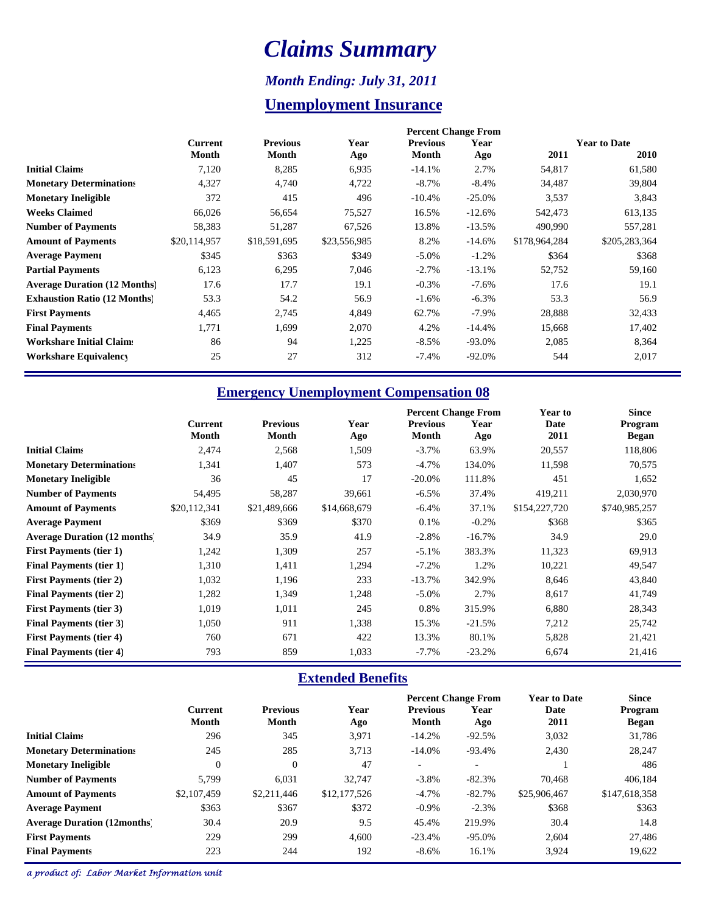#### *Claims Summary*

### *Month Ending: July 31, 2011*

## Unemployment Insurance

| | Current Month | Previous Month | Year Ago | Percent Change From Previous Month | Percent Change From Year Ago | Year to Date 2011 | Year to Date 2010 |
|---|---|---|---|---|---|---|---|
| **Initial Claims** | 7,120 | 8,285 | 6,935 | -14.1% | 2.7% | 54,817 | 61,580 |
| **Monetary Determinations** | 4,327 | 4,740 | 4,722 | -8.7% | -8.4% | 34,487 | 39,804 |
| **Monetary Ineligible** | 372 | 415 | 496 | -10.4% | -25.0% | 3,537 | 3,843 |
| **Weeks Claimed** | 66,026 | 56,654 | 75,527 | 16.5% | -12.6% | 542,473 | 613,135 |
| **Number of Payments** | 58,383 | 51,287 | 67,526 | 13.8% | -13.5% | 490,990 | 557,281 |
| **Amount of Payments** | $20,114,957 | $18,591,695 | $23,556,985 | 8.2% | -14.6% | $178,964,284 | $205,283,364 |
| **Average Payment** | $345 | $363 | $349 | -5.0% | -1.2% | $364 | $368 |
| **Partial Payments** | 6,123 | 6,295 | 7,046 | -2.7% | -13.1% | 52,752 | 59,160 |
| **Average Duration (12 Months)** | 17.6 | 17.7 | 19.1 | -0.3% | -7.6% | 17.6 | 19.1 |
| **Exhaustion Ratio (12 Months)** | 53.3 | 54.2 | 56.9 | -1.6% | -6.3% | 53.3 | 56.9 |
| **First Payments** | 4,465 | 2,745 | 4,849 | 62.7% | -7.9% | 28,888 | 32,433 |
| **Final Payments** | 1,771 | 1,699 | 2,070 | 4.2% | -14.4% | 15,668 | 17,402 |
| **Workshare Initial Claims** | 86 | 94 | 1,225 | -8.5% | -93.0% | 2,085 | 8,364 |
| **Workshare Equivalency** | 25 | 27 | 312 | -7.4% | -92.0% | 544 | 2,017 |

## Emergency Unemployment Compensation 08

| | Current Month | Previous Month | Year Ago | Percent Change From Previous Month | Percent Change From Year Ago | Year to Date 2011 | Since Program Began |
|---|---|---|---|---|---|---|---|
| **Initial Claims** | 2,474 | 2,568 | 1,509 | -3.7% | 63.9% | 20,557 | 118,806 |
| **Monetary Determinations** | 1,341 | 1,407 | 573 | -4.7% | 134.0% | 11,598 | 70,575 |
| **Monetary Ineligible** | 36 | 45 | 17 | -20.0% | 111.8% | 451 | 1,652 |
| **Number of Payments** | 54,495 | 58,287 | 39,661 | -6.5% | 37.4% | 419,211 | 2,030,970 |
| **Amount of Payments** | $20,112,341 | $21,489,666 | $14,668,679 | -6.4% | 37.1% | $154,227,720 | $740,985,257 |
| **Average Payment** | $369 | $369 | $370 | 0.1% | -0.2% | $368 | $365 |
| **Average Duration (12 months)** | 34.9 | 35.9 | 41.9 | -2.8% | -16.7% | 34.9 | 29.0 |
| **First Payments (tier 1)** | 1,242 | 1,309 | 257 | -5.1% | 383.3% | 11,323 | 69,913 |
| **Final Payments (tier 1)** | 1,310 | 1,411 | 1,294 | -7.2% | 1.2% | 10,221 | 49,547 |
| **First Payments (tier 2)** | 1,032 | 1,196 | 233 | -13.7% | 342.9% | 8,646 | 43,840 |
| **Final Payments (tier 2)** | 1,282 | 1,349 | 1,248 | -5.0% | 2.7% | 8,617 | 41,749 |
| **First Payments (tier 3)** | 1,019 | 1,011 | 245 | 0.8% | 315.9% | 6,880 | 28,343 |
| **Final Payments (tier 3)** | 1,050 | 911 | 1,338 | 15.3% | -21.5% | 7,212 | 25,742 |
| **First Payments (tier 4)** | 760 | 671 | 422 | 13.3% | 80.1% | 5,828 | 21,421 |
| **Final Payments (tier 4)** | 793 | 859 | 1,033 | -7.7% | -23.2% | 6,674 | 21,416 |

## Extended Benefits

| | Current Month | Previous Month | Year Ago | Percent Change From Previous Month | Percent Change From Year Ago | Year to Date 2011 | Since Program Began |
|---|---|---|---|---|---|---|---|
| **Initial Claims** | 296 | 345 | 3,971 | -14.2% | -92.5% | 3,032 | 31,786 |
| **Monetary Determinations** | 245 | 285 | 3,713 | -14.0% | -93.4% | 2,430 | 28,247 |
| **Monetary Ineligible** | 0 | 0 | 47 | - | - | 1 | 486 |
| **Number of Payments** | 5,799 | 6,031 | 32,747 | -3.8% | -82.3% | 70,468 | 406,184 |
| **Amount of Payments** | $2,107,459 | $2,211,446 | $12,177,526 | -4.7% | -82.7% | $25,906,467 | $147,618,358 |
| **Average Payment** | $363 | $367 | $372 | -0.9% | -2.3% | $368 | $363 |
| **Average Duration (12months)** | 30.4 | 20.9 | 9.5 | 45.4% | 219.9% | 30.4 | 14.8 |
| **First Payments** | 229 | 299 | 4,600 | -23.4% | -95.0% | 2,604 | 27,486 |
| **Final Payments** | 223 | 244 | 192 | -8.6% | 16.1% | 3,924 | 19,622 |

*a product of: Labor Market Information unit*